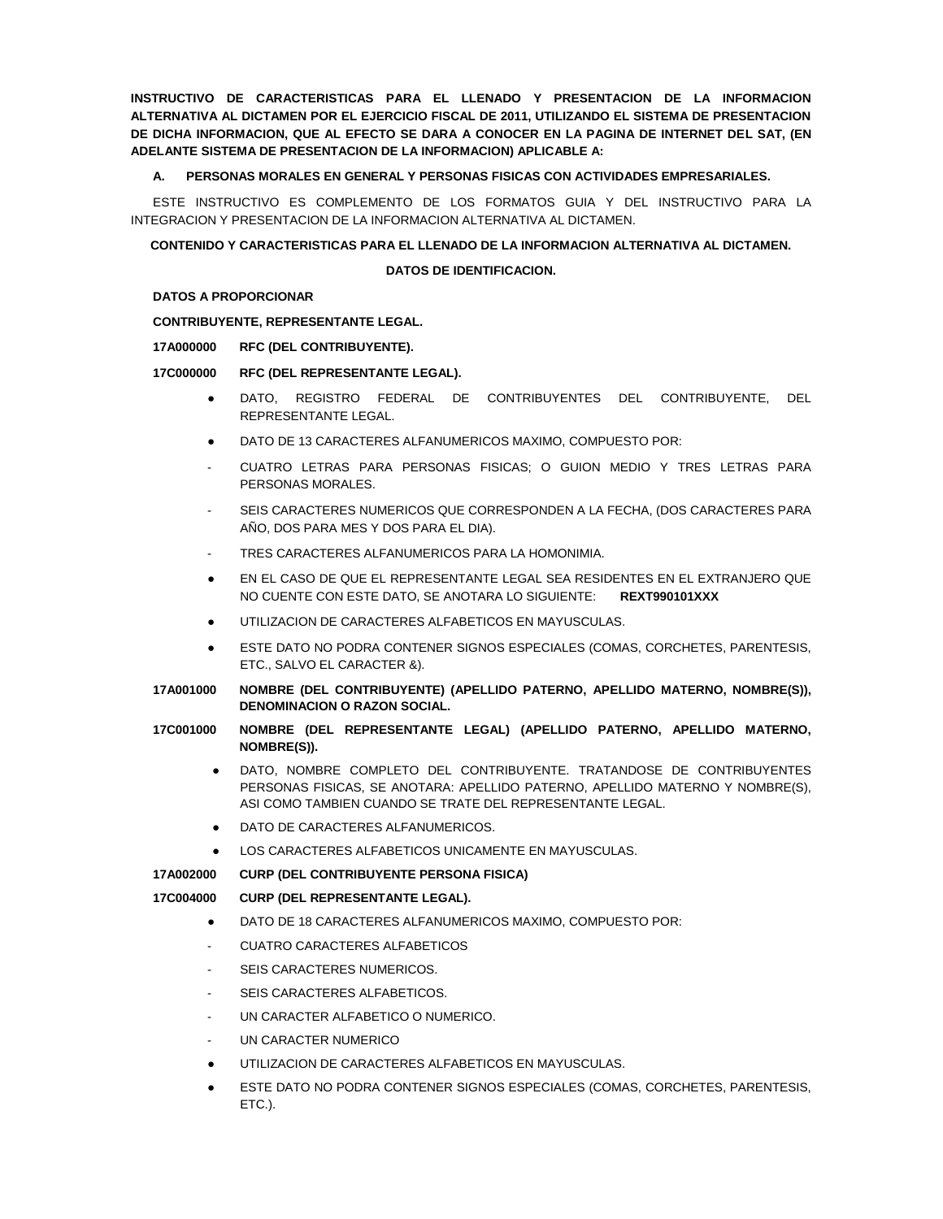**INSTRUCTIVO DE CARACTERISTICAS PARA EL LLENADO Y PRESENTACION DE LA INFORMACION ALTERNATIVA AL DICTAMEN POR EL EJERCICIO FISCAL DE 2011, UTILIZANDO EL SISTEMA DE PRESENTACION DE DICHA INFORMACION, QUE AL EFECTO SE DARA A CONOCER EN LA PAGINA DE INTERNET DEL SAT, (EN ADELANTE SISTEMA DE PRESENTACION DE LA INFORMACION) APLICABLE A:**

**A. PERSONAS MORALES EN GENERAL Y PERSONAS FISICAS CON ACTIVIDADES EMPRESARIALES.**

ESTE INSTRUCTIVO ES COMPLEMENTO DE LOS FORMATOS GUIA Y DEL INSTRUCTIVO PARA LA INTEGRACION Y PRESENTACION DE LA INFORMACION ALTERNATIVA AL DICTAMEN.

**CONTENIDO Y CARACTERISTICAS PARA EL LLENADO DE LA INFORMACION ALTERNATIVA AL DICTAMEN.**

**DATOS DE IDENTIFICACION.**

**DATOS A PROPORCIONAR**

**CONTRIBUYENTE, REPRESENTANTE LEGAL.**

**17A000000 RFC (DEL CONTRIBUYENTE).**

**17C000000 RFC (DEL REPRESENTANTE LEGAL).**

- DATO, REGISTRO FEDERAL DE CONTRIBUYENTES DEL CONTRIBUYENTE, DEL REPRESENTANTE LEGAL.
- DATO DE 13 CARACTERES ALFANUMERICOS MAXIMO, COMPUESTO POR:
  - CUATRO LETRAS PARA PERSONAS FISICAS; O GUION MEDIO Y TRES LETRAS PARA PERSONAS MORALES.
  - SEIS CARACTERES NUMERICOS QUE CORRESPONDEN A LA FECHA, (DOS CARACTERES PARA AÑO, DOS PARA MES Y DOS PARA EL DIA).
  - TRES CARACTERES ALFANUMERICOS PARA LA HOMONIMIA.
- EN EL CASO DE QUE EL REPRESENTANTE LEGAL SEA RESIDENTES EN EL EXTRANJERO QUE NO CUENTE CON ESTE DATO, SE ANOTARA LO SIGUIENTE: **REXT990101XXX**
- UTILIZACION DE CARACTERES ALFABETICOS EN MAYUSCULAS.
- ESTE DATO NO PODRA CONTENER SIGNOS ESPECIALES (COMAS, CORCHETES, PARENTESIS, ETC., SALVO EL CARACTER &).

**17A001000 NOMBRE (DEL CONTRIBUYENTE) (APELLIDO PATERNO, APELLIDO MATERNO, NOMBRE(S)), DENOMINACION O RAZON SOCIAL.**

**17C001000 NOMBRE (DEL REPRESENTANTE LEGAL) (APELLIDO PATERNO, APELLIDO MATERNO, NOMBRE(S)).**

- DATO, NOMBRE COMPLETO DEL CONTRIBUYENTE. TRATANDOSE DE CONTRIBUYENTES PERSONAS FISICAS, SE ANOTARA: APELLIDO PATERNO, APELLIDO MATERNO Y NOMBRE(S), ASI COMO TAMBIEN CUANDO SE TRATE DEL REPRESENTANTE LEGAL.
- DATO DE CARACTERES ALFANUMERICOS.
- LOS CARACTERES ALFABETICOS UNICAMENTE EN MAYUSCULAS.

**17A002000 CURP (DEL CONTRIBUYENTE PERSONA FISICA)**

**17C004000 CURP (DEL REPRESENTANTE LEGAL).**

- DATO DE 18 CARACTERES ALFANUMERICOS MAXIMO, COMPUESTO POR:
  - CUATRO CARACTERES ALFABETICOS
  - SEIS CARACTERES NUMERICOS.
  - SEIS CARACTERES ALFABETICOS.
  - UN CARACTER ALFABETICO O NUMERICO.
  - UN CARACTER NUMERICO
- UTILIZACION DE CARACTERES ALFABETICOS EN MAYUSCULAS.
- ESTE DATO NO PODRA CONTENER SIGNOS ESPECIALES (COMAS, CORCHETES, PARENTESIS, ETC.).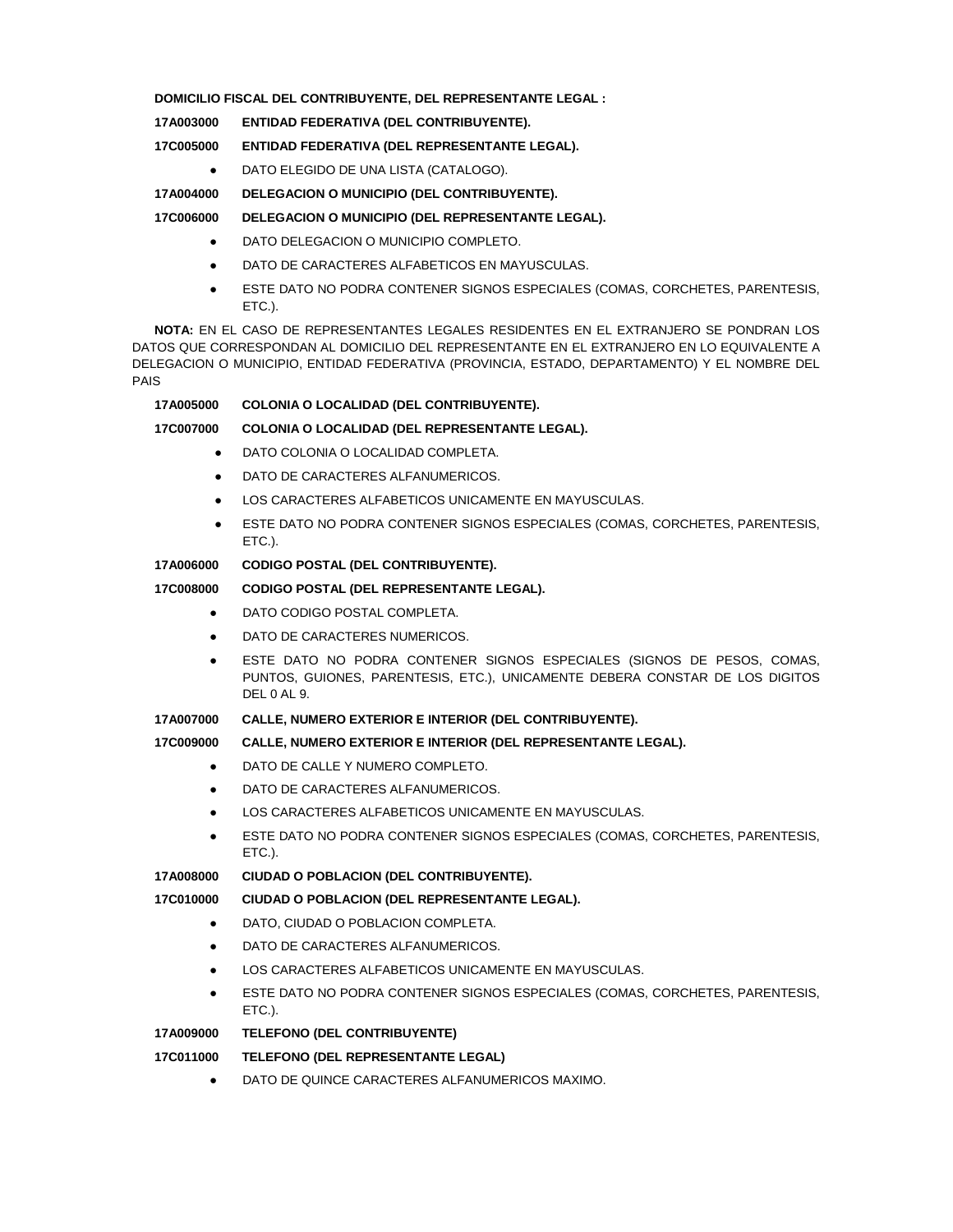**DOMICILIO FISCAL DEL CONTRIBUYENTE, DEL REPRESENTANTE LEGAL :**

**17A003000 ENTIDAD FEDERATIVA (DEL CONTRIBUYENTE).**

**17C005000 ENTIDAD FEDERATIVA (DEL REPRESENTANTE LEGAL).**

- DATO ELEGIDO DE UNA LISTA (CATALOGO).

**17A004000 DELEGACION O MUNICIPIO (DEL CONTRIBUYENTE).**

**17C006000 DELEGACION O MUNICIPIO (DEL REPRESENTANTE LEGAL).**

- DATO DELEGACION O MUNICIPIO COMPLETO.
- DATO DE CARACTERES ALFABETICOS EN MAYUSCULAS.
- ESTE DATO NO PODRA CONTENER SIGNOS ESPECIALES (COMAS, CORCHETES, PARENTESIS, ETC.).

**NOTA:** EN EL CASO DE REPRESENTANTES LEGALES RESIDENTES EN EL EXTRANJERO SE PONDRAN LOS DATOS QUE CORRESPONDAN AL DOMICILIO DEL REPRESENTANTE EN EL EXTRANJERO EN LO EQUIVALENTE A DELEGACION O MUNICIPIO, ENTIDAD FEDERATIVA (PROVINCIA, ESTADO, DEPARTAMENTO) Y EL NOMBRE DEL PAIS

**17A005000 COLONIA O LOCALIDAD (DEL CONTRIBUYENTE).**

**17C007000 COLONIA O LOCALIDAD (DEL REPRESENTANTE LEGAL).**

- DATO COLONIA O LOCALIDAD COMPLETA.
- DATO DE CARACTERES ALFANUMERICOS.
- LOS CARACTERES ALFABETICOS UNICAMENTE EN MAYUSCULAS.
- ESTE DATO NO PODRA CONTENER SIGNOS ESPECIALES (COMAS, CORCHETES, PARENTESIS, ETC.).

**17A006000 CODIGO POSTAL (DEL CONTRIBUYENTE).**

**17C008000 CODIGO POSTAL (DEL REPRESENTANTE LEGAL).**

- DATO CODIGO POSTAL COMPLETA.
- DATO DE CARACTERES NUMERICOS.
- ESTE DATO NO PODRA CONTENER SIGNOS ESPECIALES (SIGNOS DE PESOS, COMAS, PUNTOS, GUIONES, PARENTESIS, ETC.), UNICAMENTE DEBERA CONSTAR DE LOS DIGITOS DEL 0 AL 9.

**17A007000 CALLE, NUMERO EXTERIOR E INTERIOR (DEL CONTRIBUYENTE).**

**17C009000 CALLE, NUMERO EXTERIOR E INTERIOR (DEL REPRESENTANTE LEGAL).**

- DATO DE CALLE Y NUMERO COMPLETO.
- DATO DE CARACTERES ALFANUMERICOS.
- LOS CARACTERES ALFABETICOS UNICAMENTE EN MAYUSCULAS.
- ESTE DATO NO PODRA CONTENER SIGNOS ESPECIALES (COMAS, CORCHETES, PARENTESIS, ETC.).

**17A008000 CIUDAD O POBLACION (DEL CONTRIBUYENTE).**

**17C010000 CIUDAD O POBLACION (DEL REPRESENTANTE LEGAL).**

- DATO, CIUDAD O POBLACION COMPLETA.
- DATO DE CARACTERES ALFANUMERICOS.
- LOS CARACTERES ALFABETICOS UNICAMENTE EN MAYUSCULAS.
- ESTE DATO NO PODRA CONTENER SIGNOS ESPECIALES (COMAS, CORCHETES, PARENTESIS, ETC.).

**17A009000 TELEFONO (DEL CONTRIBUYENTE)**

**17C011000 TELEFONO (DEL REPRESENTANTE LEGAL)**

- DATO DE QUINCE CARACTERES ALFANUMERICOS MAXIMO.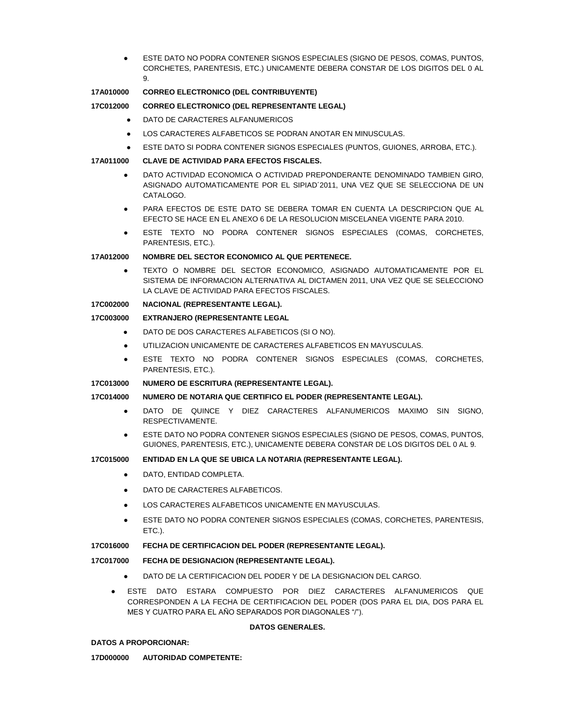- ESTE DATO NO PODRA CONTENER SIGNOS ESPECIALES (SIGNO DE PESOS, COMAS, PUNTOS, CORCHETES, PARENTESIS, ETC.) UNICAMENTE DEBERA CONSTAR DE LOS DIGITOS DEL 0 AL 9.

**17A010000 CORREO ELECTRONICO (DEL CONTRIBUYENTE)**

**17C012000 CORREO ELECTRONICO (DEL REPRESENTANTE LEGAL)**

- DATO DE CARACTERES ALFANUMERICOS
- LOS CARACTERES ALFABETICOS SE PODRAN ANOTAR EN MINUSCULAS.
- ESTE DATO SI PODRA CONTENER SIGNOS ESPECIALES (PUNTOS, GUIONES, ARROBA, ETC.).

**17A011000 CLAVE DE ACTIVIDAD PARA EFECTOS FISCALES.**

- DATO ACTIVIDAD ECONOMICA O ACTIVIDAD PREPONDERANTE DENOMINADO TAMBIEN GIRO, ASIGNADO AUTOMATICAMENTE POR EL SIPIAD´2011, UNA VEZ QUE SE SELECCIONA DE UN CATALOGO.
- PARA EFECTOS DE ESTE DATO SE DEBERA TOMAR EN CUENTA LA DESCRIPCION QUE AL EFECTO SE HACE EN EL ANEXO 6 DE LA RESOLUCION MISCELANEA VIGENTE PARA 2010.
- ESTE TEXTO NO PODRA CONTENER SIGNOS ESPECIALES (COMAS, CORCHETES, PARENTESIS, ETC.).

**17A012000 NOMBRE DEL SECTOR ECONOMICO AL QUE PERTENECE.**

- TEXTO O NOMBRE DEL SECTOR ECONOMICO, ASIGNADO AUTOMATICAMENTE POR EL SISTEMA DE INFORMACION ALTERNATIVA AL DICTAMEN 2011, UNA VEZ QUE SE SELECCIONO LA CLAVE DE ACTIVIDAD PARA EFECTOS FISCALES.

**17C002000 NACIONAL (REPRESENTANTE LEGAL).**

**17C003000 EXTRANJERO (REPRESENTANTE LEGAL**

- DATO DE DOS CARACTERES ALFABETICOS (SI O NO).
- UTILIZACION UNICAMENTE DE CARACTERES ALFABETICOS EN MAYUSCULAS.
- ESTE TEXTO NO PODRA CONTENER SIGNOS ESPECIALES (COMAS, CORCHETES, PARENTESIS, ETC.).

**17C013000 NUMERO DE ESCRITURA (REPRESENTANTE LEGAL).**

**17C014000 NUMERO DE NOTARIA QUE CERTIFICO EL PODER (REPRESENTANTE LEGAL).**

- DATO DE QUINCE Y DIEZ CARACTERES ALFANUMERICOS MAXIMO SIN SIGNO, RESPECTIVAMENTE.
- ESTE DATO NO PODRA CONTENER SIGNOS ESPECIALES (SIGNO DE PESOS, COMAS, PUNTOS, GUIONES, PARENTESIS, ETC.), UNICAMENTE DEBERA CONSTAR DE LOS DIGITOS DEL 0 AL 9.

**17C015000 ENTIDAD EN LA QUE SE UBICA LA NOTARIA (REPRESENTANTE LEGAL).**

- DATO, ENTIDAD COMPLETA.
- DATO DE CARACTERES ALFABETICOS.
- LOS CARACTERES ALFABETICOS UNICAMENTE EN MAYUSCULAS.
- ESTE DATO NO PODRA CONTENER SIGNOS ESPECIALES (COMAS, CORCHETES, PARENTESIS, ETC.).

**17C016000 FECHA DE CERTIFICACION DEL PODER (REPRESENTANTE LEGAL).**

**17C017000 FECHA DE DESIGNACION (REPRESENTANTE LEGAL).**

- DATO DE LA CERTIFICACION DEL PODER Y DE LA DESIGNACION DEL CARGO.
- ESTE DATO ESTARA COMPUESTO POR DIEZ CARACTERES ALFANUMERICOS QUE CORRESPONDEN A LA FECHA DE CERTIFICACION DEL PODER (DOS PARA EL DIA, DOS PARA EL MES Y CUATRO PARA EL AÑO SEPARADOS POR DIAGONALES "/").

**DATOS GENERALES.**

**DATOS A PROPORCIONAR:**

**17D000000 AUTORIDAD COMPETENTE:**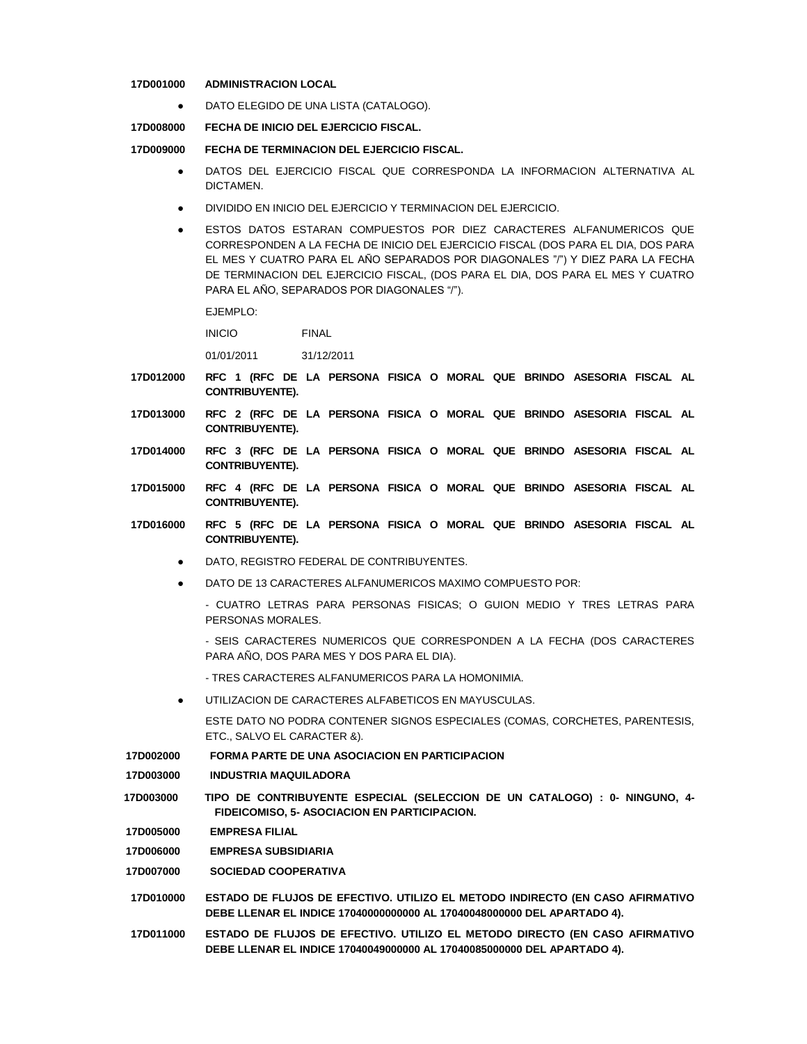**17D001000 ADMINISTRACION LOCAL**

- DATO ELEGIDO DE UNA LISTA (CATALOGO).

**17D008000 FECHA DE INICIO DEL EJERCICIO FISCAL.**

**17D009000 FECHA DE TERMINACION DEL EJERCICIO FISCAL.**

- DATOS DEL EJERCICIO FISCAL QUE CORRESPONDA LA INFORMACION ALTERNATIVA AL DICTAMEN.
- DIVIDIDO EN INICIO DEL EJERCICIO Y TERMINACION DEL EJERCICIO.
- ESTOS DATOS ESTARAN COMPUESTOS POR DIEZ CARACTERES ALFANUMERICOS QUE CORRESPONDEN A LA FECHA DE INICIO DEL EJERCICIO FISCAL (DOS PARA EL DIA, DOS PARA EL MES Y CUATRO PARA EL AÑO SEPARADOS POR DIAGONALES "/") Y DIEZ PARA LA FECHA DE TERMINACION DEL EJERCICIO FISCAL, (DOS PARA EL DIA, DOS PARA EL MES Y CUATRO PARA EL AÑO, SEPARADOS POR DIAGONALES "/").

  EJEMPLO:

  INICIO FINAL

  01/01/2011 31/12/2011

**17D012000 RFC 1 (RFC DE LA PERSONA FISICA O MORAL QUE BRINDO ASESORIA FISCAL AL CONTRIBUYENTE).**

**17D013000 RFC 2 (RFC DE LA PERSONA FISICA O MORAL QUE BRINDO ASESORIA FISCAL AL CONTRIBUYENTE).**

**17D014000 RFC 3 (RFC DE LA PERSONA FISICA O MORAL QUE BRINDO ASESORIA FISCAL AL CONTRIBUYENTE).**

**17D015000 RFC 4 (RFC DE LA PERSONA FISICA O MORAL QUE BRINDO ASESORIA FISCAL AL CONTRIBUYENTE).**

**17D016000 RFC 5 (RFC DE LA PERSONA FISICA O MORAL QUE BRINDO ASESORIA FISCAL AL CONTRIBUYENTE).**

- DATO, REGISTRO FEDERAL DE CONTRIBUYENTES.
- DATO DE 13 CARACTERES ALFANUMERICOS MAXIMO COMPUESTO POR:

  - CUATRO LETRAS PARA PERSONAS FISICAS; O GUION MEDIO Y TRES LETRAS PARA PERSONAS MORALES.

  - SEIS CARACTERES NUMERICOS QUE CORRESPONDEN A LA FECHA (DOS CARACTERES PARA AÑO, DOS PARA MES Y DOS PARA EL DIA).

  - TRES CARACTERES ALFANUMERICOS PARA LA HOMONIMIA.

- UTILIZACION DE CARACTERES ALFABETICOS EN MAYUSCULAS.

  ESTE DATO NO PODRA CONTENER SIGNOS ESPECIALES (COMAS, CORCHETES, PARENTESIS, ETC., SALVO EL CARACTER &).

**17D002000 FORMA PARTE DE UNA ASOCIACION EN PARTICIPACION**

**17D003000 INDUSTRIA MAQUILADORA**

**17D003000 TIPO DE CONTRIBUYENTE ESPECIAL (SELECCION DE UN CATALOGO) : 0- NINGUNO, 4- FIDEICOMISO, 5- ASOCIACION EN PARTICIPACION.**

**17D005000 EMPRESA FILIAL**

**17D006000 EMPRESA SUBSIDIARIA**

**17D007000 SOCIEDAD COOPERATIVA**

**17D010000 ESTADO DE FLUJOS DE EFECTIVO. UTILIZO EL METODO INDIRECTO (EN CASO AFIRMATIVO DEBE LLENAR EL INDICE 17040000000000 AL 17040048000000 DEL APARTADO 4).**

**17D011000 ESTADO DE FLUJOS DE EFECTIVO. UTILIZO EL METODO DIRECTO (EN CASO AFIRMATIVO DEBE LLENAR EL INDICE 17040049000000 AL 17040085000000 DEL APARTADO 4).**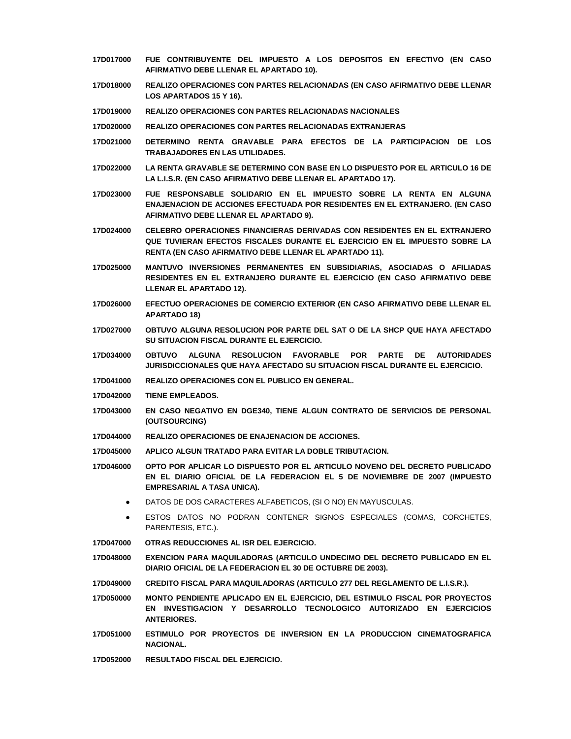**17D017000** **FUE CONTRIBUYENTE DEL IMPUESTO A LOS DEPOSITOS EN EFECTIVO (EN CASO AFIRMATIVO DEBE LLENAR EL APARTADO 10).**

**17D018000** **REALIZO OPERACIONES CON PARTES RELACIONADAS (EN CASO AFIRMATIVO DEBE LLENAR LOS APARTADOS 15 Y 16).**

**17D019000** **REALIZO OPERACIONES CON PARTES RELACIONADAS NACIONALES**

**17D020000** **REALIZO OPERACIONES CON PARTES RELACIONADAS EXTRANJERAS**

**17D021000** **DETERMINO RENTA GRAVABLE PARA EFECTOS DE LA PARTICIPACION DE LOS TRABAJADORES EN LAS UTILIDADES.**

**17D022000** **LA RENTA GRAVABLE SE DETERMINO CON BASE EN LO DISPUESTO POR EL ARTICULO 16 DE LA L.I.S.R. (EN CASO AFIRMATIVO DEBE LLENAR EL APARTADO 17).**

**17D023000** **FUE RESPONSABLE SOLIDARIO EN EL IMPUESTO SOBRE LA RENTA EN ALGUNA ENAJENACION DE ACCIONES EFECTUADA POR RESIDENTES EN EL EXTRANJERO. (EN CASO AFIRMATIVO DEBE LLENAR EL APARTADO 9).**

**17D024000** **CELEBRO OPERACIONES FINANCIERAS DERIVADAS CON RESIDENTES EN EL EXTRANJERO QUE TUVIERAN EFECTOS FISCALES DURANTE EL EJERCICIO EN EL IMPUESTO SOBRE LA RENTA (EN CASO AFIRMATIVO DEBE LLENAR EL APARTADO 11).**

**17D025000** **MANTUVO INVERSIONES PERMANENTES EN SUBSIDIARIAS, ASOCIADAS O AFILIADAS RESIDENTES EN EL EXTRANJERO DURANTE EL EJERCICIO (EN CASO AFIRMATIVO DEBE LLENAR EL APARTADO 12).**

**17D026000** **EFECTUO OPERACIONES DE COMERCIO EXTERIOR (EN CASO AFIRMATIVO DEBE LLENAR EL APARTADO 18)**

**17D027000** **OBTUVO ALGUNA RESOLUCION POR PARTE DEL SAT O DE LA SHCP QUE HAYA AFECTADO SU SITUACION FISCAL DURANTE EL EJERCICIO.**

**17D034000** **OBTUVO ALGUNA RESOLUCION FAVORABLE POR PARTE DE AUTORIDADES JURISDICCIONALES QUE HAYA AFECTADO SU SITUACION FISCAL DURANTE EL EJERCICIO.**

**17D041000** **REALIZO OPERACIONES CON EL PUBLICO EN GENERAL.**

**17D042000** **TIENE EMPLEADOS.**

**17D043000** **EN CASO NEGATIVO EN DGE340, TIENE ALGUN CONTRATO DE SERVICIOS DE PERSONAL (OUTSOURCING)**

**17D044000** **REALIZO OPERACIONES DE ENAJENACION DE ACCIONES.**

**17D045000** **APLICO ALGUN TRATADO PARA EVITAR LA DOBLE TRIBUTACION.**

**17D046000** **OPTO POR APLICAR LO DISPUESTO POR EL ARTICULO NOVENO DEL DECRETO PUBLICADO EN EL DIARIO OFICIAL DE LA FEDERACION EL 5 DE NOVIEMBRE DE 2007 (IMPUESTO EMPRESARIAL A TASA UNICA).**

- DATOS DE DOS CARACTERES ALFABETICOS, (SI O NO) EN MAYUSCULAS.
- ESTOS DATOS NO PODRAN CONTENER SIGNOS ESPECIALES (COMAS, CORCHETES, PARENTESIS, ETC.).

**17D047000** **OTRAS REDUCCIONES AL ISR DEL EJERCICIO.**

**17D048000** **EXENCION PARA MAQUILADORAS (ARTICULO UNDECIMO DEL DECRETO PUBLICADO EN EL DIARIO OFICIAL DE LA FEDERACION EL 30 DE OCTUBRE DE 2003).**

**17D049000** **CREDITO FISCAL PARA MAQUILADORAS (ARTICULO 277 DEL REGLAMENTO DE L.I.S.R.).**

**17D050000** **MONTO PENDIENTE APLICADO EN EL EJERCICIO, DEL ESTIMULO FISCAL POR PROYECTOS EN INVESTIGACION Y DESARROLLO TECNOLOGICO AUTORIZADO EN EJERCICIOS ANTERIORES.**

**17D051000** **ESTIMULO POR PROYECTOS DE INVERSION EN LA PRODUCCION CINEMATOGRAFICA NACIONAL.**

**17D052000** **RESULTADO FISCAL DEL EJERCICIO.**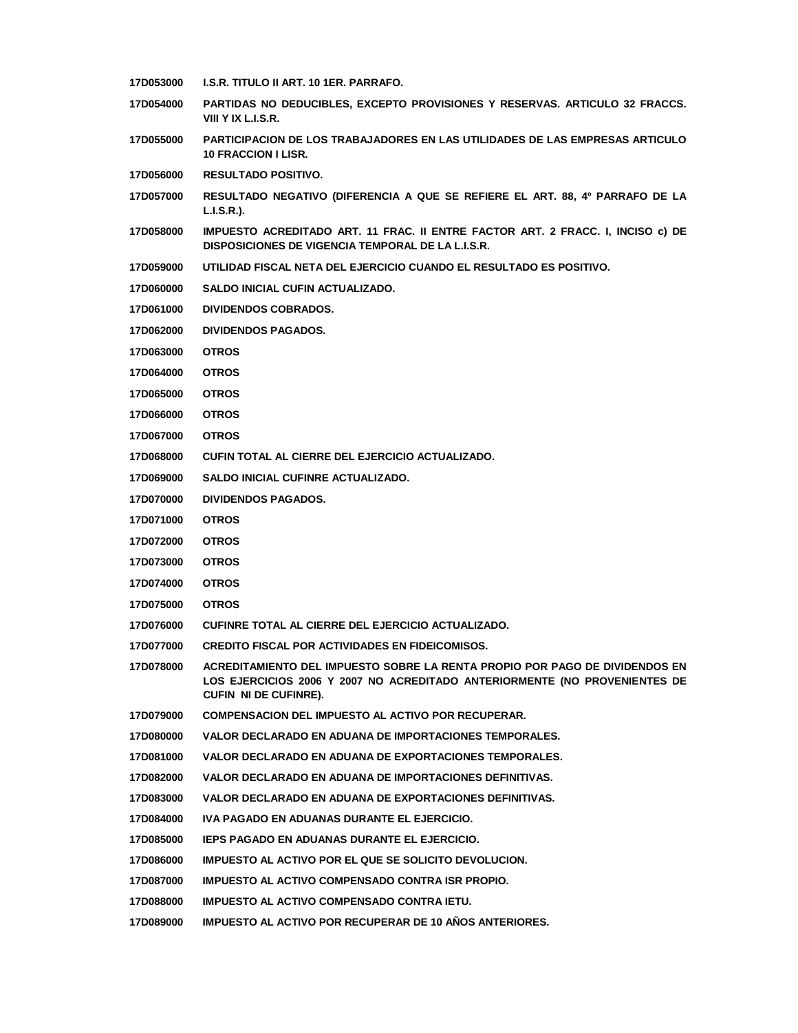| | |
|---|---|
| **17D053000** | **I.S.R. TITULO II ART. 10 1ER. PARRAFO.** |
| **17D054000** | **PARTIDAS NO DEDUCIBLES, EXCEPTO PROVISIONES Y RESERVAS. ARTICULO 32 FRACCS. VIII Y IX L.I.S.R.** |
| **17D055000** | **PARTICIPACION DE LOS TRABAJADORES EN LAS UTILIDADES DE LAS EMPRESAS ARTICULO 10 FRACCION I LISR.** |
| **17D056000** | **RESULTADO POSITIVO.** |
| **17D057000** | **RESULTADO NEGATIVO (DIFERENCIA A QUE SE REFIERE EL ART. 88, 4º PARRAFO DE LA L.I.S.R.).** |
| **17D058000** | **IMPUESTO ACREDITADO ART. 11 FRAC. II ENTRE FACTOR ART. 2 FRACC. I, INCISO c) DE DISPOSICIONES DE VIGENCIA TEMPORAL DE LA L.I.S.R.** |
| **17D059000** | **UTILIDAD FISCAL NETA DEL EJERCICIO CUANDO EL RESULTADO ES POSITIVO.** |
| **17D060000** | **SALDO INICIAL CUFIN ACTUALIZADO.** |
| **17D061000** | **DIVIDENDOS COBRADOS.** |
| **17D062000** | **DIVIDENDOS PAGADOS.** |
| **17D063000** | **OTROS** |
| **17D064000** | **OTROS** |
| **17D065000** | **OTROS** |
| **17D066000** | **OTROS** |
| **17D067000** | **OTROS** |
| **17D068000** | **CUFIN TOTAL AL CIERRE DEL EJERCICIO ACTUALIZADO.** |
| **17D069000** | **SALDO INICIAL CUFINRE ACTUALIZADO.** |
| **17D070000** | **DIVIDENDOS PAGADOS.** |
| **17D071000** | **OTROS** |
| **17D072000** | **OTROS** |
| **17D073000** | **OTROS** |
| **17D074000** | **OTROS** |
| **17D075000** | **OTROS** |
| **17D076000** | **CUFINRE TOTAL AL CIERRE DEL EJERCICIO ACTUALIZADO.** |
| **17D077000** | **CREDITO FISCAL POR ACTIVIDADES EN FIDEICOMISOS.** |
| **17D078000** | **ACREDITAMIENTO DEL IMPUESTO SOBRE LA RENTA PROPIO POR PAGO DE DIVIDENDOS EN LOS EJERCICIOS 2006 Y 2007 NO ACREDITADO ANTERIORMENTE (NO PROVENIENTES DE CUFIN NI DE CUFINRE).** |
| **17D079000** | **COMPENSACION DEL IMPUESTO AL ACTIVO POR RECUPERAR.** |
| **17D080000** | **VALOR DECLARADO EN ADUANA DE IMPORTACIONES TEMPORALES.** |
| **17D081000** | **VALOR DECLARADO EN ADUANA DE EXPORTACIONES TEMPORALES.** |
| **17D082000** | **VALOR DECLARADO EN ADUANA DE IMPORTACIONES DEFINITIVAS.** |
| **17D083000** | **VALOR DECLARADO EN ADUANA DE EXPORTACIONES DEFINITIVAS.** |
| **17D084000** | **IVA PAGADO EN ADUANAS DURANTE EL EJERCICIO.** |
| **17D085000** | **IEPS PAGADO EN ADUANAS DURANTE EL EJERCICIO.** |
| **17D086000** | **IMPUESTO AL ACTIVO POR EL QUE SE SOLICITO DEVOLUCION.** |
| **17D087000** | **IMPUESTO AL ACTIVO COMPENSADO CONTRA ISR PROPIO.** |
| **17D088000** | **IMPUESTO AL ACTIVO COMPENSADO CONTRA IETU.** |
| **17D089000** | **IMPUESTO AL ACTIVO POR RECUPERAR DE 10 AÑOS ANTERIORES.** |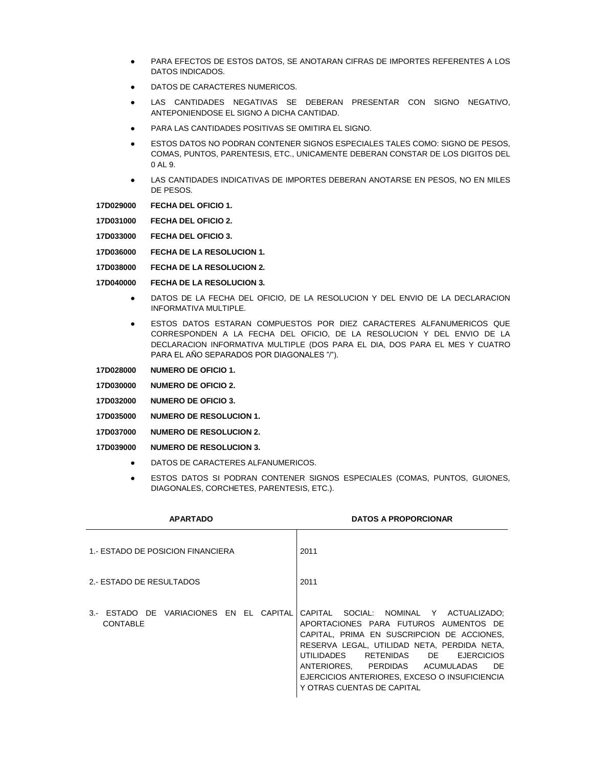- PARA EFECTOS DE ESTOS DATOS, SE ANOTARAN CIFRAS DE IMPORTES REFERENTES A LOS DATOS INDICADOS.
- DATOS DE CARACTERES NUMERICOS.
- LAS CANTIDADES NEGATIVAS SE DEBERAN PRESENTAR CON SIGNO NEGATIVO, ANTEPONIENDOSE EL SIGNO A DICHA CANTIDAD.
- PARA LAS CANTIDADES POSITIVAS SE OMITIRA EL SIGNO.
- ESTOS DATOS NO PODRAN CONTENER SIGNOS ESPECIALES TALES COMO: SIGNO DE PESOS, COMAS, PUNTOS, PARENTESIS, ETC., UNICAMENTE DEBERAN CONSTAR DE LOS DIGITOS DEL 0 AL 9.
- LAS CANTIDADES INDICATIVAS DE IMPORTES DEBERAN ANOTARSE EN PESOS, NO EN MILES DE PESOS.

**17D029000 FECHA DEL OFICIO 1.**

**17D031000 FECHA DEL OFICIO 2.**

**17D033000 FECHA DEL OFICIO 3.**

**17D036000 FECHA DE LA RESOLUCION 1.**

**17D038000 FECHA DE LA RESOLUCION 2.**

**17D040000 FECHA DE LA RESOLUCION 3.**

- DATOS DE LA FECHA DEL OFICIO, DE LA RESOLUCION Y DEL ENVIO DE LA DECLARACION INFORMATIVA MULTIPLE.
- ESTOS DATOS ESTARAN COMPUESTOS POR DIEZ CARACTERES ALFANUMERICOS QUE CORRESPONDEN A LA FECHA DEL OFICIO, DE LA RESOLUCION Y DEL ENVIO DE LA DECLARACION INFORMATIVA MULTIPLE (DOS PARA EL DIA, DOS PARA EL MES Y CUATRO PARA EL AÑO SEPARADOS POR DIAGONALES "/").

**17D028000 NUMERO DE OFICIO 1.**

**17D030000 NUMERO DE OFICIO 2.**

**17D032000 NUMERO DE OFICIO 3.**

**17D035000 NUMERO DE RESOLUCION 1.**

**17D037000 NUMERO DE RESOLUCION 2.**

**17D039000 NUMERO DE RESOLUCION 3.**

- DATOS DE CARACTERES ALFANUMERICOS.
- ESTOS DATOS SI PODRAN CONTENER SIGNOS ESPECIALES (COMAS, PUNTOS, GUIONES, DIAGONALES, CORCHETES, PARENTESIS, ETC.).

| APARTADO | DATOS A PROPORCIONAR |
|---|---|
| 1.- ESTADO DE POSICION FINANCIERA | 2011 |
| 2.- ESTADO DE RESULTADOS | 2011 |
| 3.- ESTADO DE VARIACIONES EN EL CAPITAL CONTABLE | CAPITAL SOCIAL: NOMINAL Y ACTUALIZADO; APORTACIONES PARA FUTUROS AUMENTOS DE CAPITAL, PRIMA EN SUSCRIPCION DE ACCIONES, RESERVA LEGAL, UTILIDAD NETA, PERDIDA NETA, UTILIDADES RETENIDAS DE EJERCICIOS ANTERIORES, PERDIDAS ACUMULADAS DE EJERCICIOS ANTERIORES, EXCESO O INSUFICIENCIA Y OTRAS CUENTAS DE CAPITAL |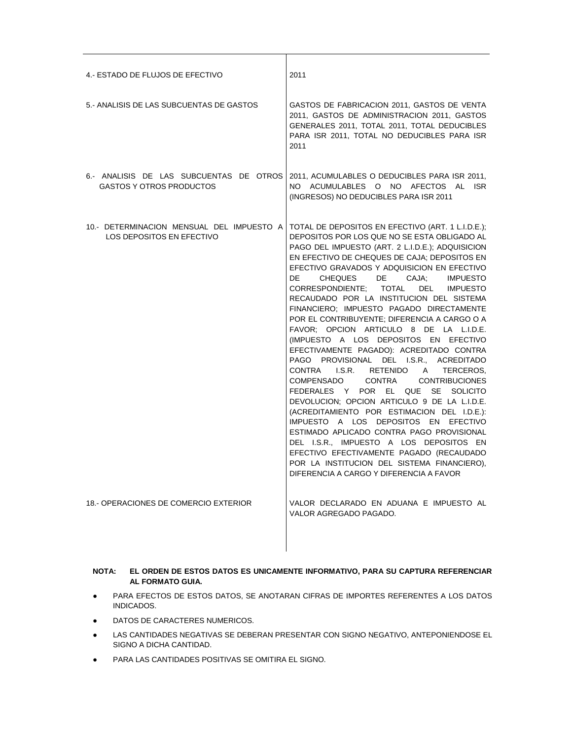| | |
|---|---|
| 4.- ESTADO DE FLUJOS DE EFECTIVO | 2011 |
| 5.- ANALISIS DE LAS SUBCUENTAS DE GASTOS | GASTOS DE FABRICACION 2011, GASTOS DE VENTA 2011, GASTOS DE ADMINISTRACION 2011, GASTOS GENERALES 2011, TOTAL 2011, TOTAL DEDUCIBLES PARA ISR 2011, TOTAL NO DEDUCIBLES PARA ISR 2011 |
| 6.- ANALISIS DE LAS SUBCUENTAS DE OTROS GASTOS Y OTROS PRODUCTOS | 2011, ACUMULABLES O DEDUCIBLES PARA ISR 2011, NO ACUMULABLES O NO AFECTOS AL ISR (INGRESOS) NO DEDUCIBLES PARA ISR 2011 |
| 10.- DETERMINACION MENSUAL DEL IMPUESTO A LOS DEPOSITOS EN EFECTIVO | TOTAL DE DEPOSITOS EN EFECTIVO (ART. 1 L.I.D.E.); DEPOSITOS POR LOS QUE NO SE ESTA OBLIGADO AL PAGO DEL IMPUESTO (ART. 2 L.I.D.E.); ADQUISICION EN EFECTIVO DE CHEQUES DE CAJA; DEPOSITOS EN EFECTIVO GRAVADOS Y ADQUISICION EN EFECTIVO DE CHEQUES DE CAJA; IMPUESTO CORRESPONDIENTE; TOTAL DEL IMPUESTO RECAUDADO POR LA INSTITUCION DEL SISTEMA FINANCIERO; IMPUESTO PAGADO DIRECTAMENTE POR EL CONTRIBUYENTE; DIFERENCIA A CARGO O A FAVOR; OPCION ARTICULO 8 DE LA L.I.D.E. (IMPUESTO A LOS DEPOSITOS EN EFECTIVO EFECTIVAMENTE PAGADO): ACREDITADO CONTRA PAGO PROVISIONAL DEL I.S.R., ACREDITADO CONTRA I.S.R. RETENIDO A TERCEROS, COMPENSADO CONTRA CONTRIBUCIONES FEDERALES Y POR EL QUE SE SOLICITO DEVOLUCION; OPCION ARTICULO 9 DE LA L.I.D.E. (ACREDITAMIENTO POR ESTIMACION DEL I.D.E.): IMPUESTO A LOS DEPOSITOS EN EFECTIVO ESTIMADO APLICADO CONTRA PAGO PROVISIONAL DEL I.S.R., IMPUESTO A LOS DEPOSITOS EN EFECTIVO EFECTIVAMENTE PAGADO (RECAUDADO POR LA INSTITUCION DEL SISTEMA FINANCIERO), DIFERENCIA A CARGO Y DIFERENCIA A FAVOR |
| 18.- OPERACIONES DE COMERCIO EXTERIOR | VALOR DECLARADO EN ADUANA E IMPUESTO AL VALOR AGREGADO PAGADO. |

**NOTA: EL ORDEN DE ESTOS DATOS ES UNICAMENTE INFORMATIVO, PARA SU CAPTURA REFERENCIAR AL FORMATO GUIA.**

- PARA EFECTOS DE ESTOS DATOS, SE ANOTARAN CIFRAS DE IMPORTES REFERENTES A LOS DATOS INDICADOS.
- DATOS DE CARACTERES NUMERICOS.
- LAS CANTIDADES NEGATIVAS SE DEBERAN PRESENTAR CON SIGNO NEGATIVO, ANTEPONIENDOSE EL SIGNO A DICHA CANTIDAD.
- PARA LAS CANTIDADES POSITIVAS SE OMITIRA EL SIGNO.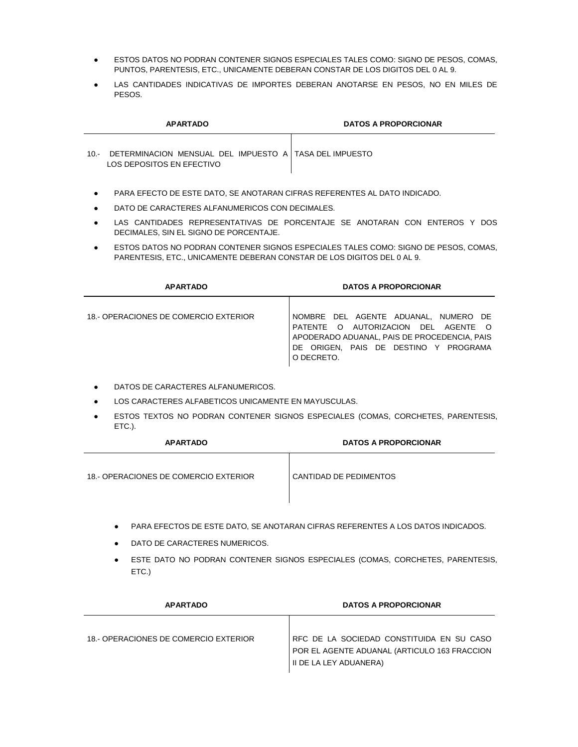- ESTOS DATOS NO PODRAN CONTENER SIGNOS ESPECIALES TALES COMO: SIGNO DE PESOS, COMAS, PUNTOS, PARENTESIS, ETC., UNICAMENTE DEBERAN CONSTAR DE LOS DIGITOS DEL 0 AL 9.
- LAS CANTIDADES INDICATIVAS DE IMPORTES DEBERAN ANOTARSE EN PESOS, NO EN MILES DE PESOS.

| APARTADO | DATOS A PROPORCIONAR |
|---|---|
| 10.- DETERMINACION MENSUAL DEL IMPUESTO A LOS DEPOSITOS EN EFECTIVO | TASA DEL IMPUESTO |

- PARA EFECTO DE ESTE DATO, SE ANOTARAN CIFRAS REFERENTES AL DATO INDICADO.
- DATO DE CARACTERES ALFANUMERICOS CON DECIMALES.
- LAS CANTIDADES REPRESENTATIVAS DE PORCENTAJE SE ANOTARAN CON ENTEROS Y DOS DECIMALES, SIN EL SIGNO DE PORCENTAJE.
- ESTOS DATOS NO PODRAN CONTENER SIGNOS ESPECIALES TALES COMO: SIGNO DE PESOS, COMAS, PARENTESIS, ETC., UNICAMENTE DEBERAN CONSTAR DE LOS DIGITOS DEL 0 AL 9.

| APARTADO | DATOS A PROPORCIONAR |
|---|---|
| 18.- OPERACIONES DE COMERCIO EXTERIOR | NOMBRE DEL AGENTE ADUANAL, NUMERO DE PATENTE O AUTORIZACION DEL AGENTE O APODERADO ADUANAL, PAIS DE PROCEDENCIA, PAIS DE ORIGEN, PAIS DE DESTINO Y PROGRAMA O DECRETO. |

- DATOS DE CARACTERES ALFANUMERICOS.
- LOS CARACTERES ALFABETICOS UNICAMENTE EN MAYUSCULAS.
- ESTOS TEXTOS NO PODRAN CONTENER SIGNOS ESPECIALES (COMAS, CORCHETES, PARENTESIS, ETC.).

| APARTADO | DATOS A PROPORCIONAR |
|---|---|
| 18.- OPERACIONES DE COMERCIO EXTERIOR | CANTIDAD DE PEDIMENTOS |

- PARA EFECTOS DE ESTE DATO, SE ANOTARAN CIFRAS REFERENTES A LOS DATOS INDICADOS.
- DATO DE CARACTERES NUMERICOS.
- ESTE DATO NO PODRAN CONTENER SIGNOS ESPECIALES (COMAS, CORCHETES, PARENTESIS, ETC.)

| APARTADO | DATOS A PROPORCIONAR |
|---|---|
| 18.- OPERACIONES DE COMERCIO EXTERIOR | RFC DE LA SOCIEDAD CONSTITUIDA EN SU CASO POR EL AGENTE ADUANAL (ARTICULO 163 FRACCION II DE LA LEY ADUANERA) |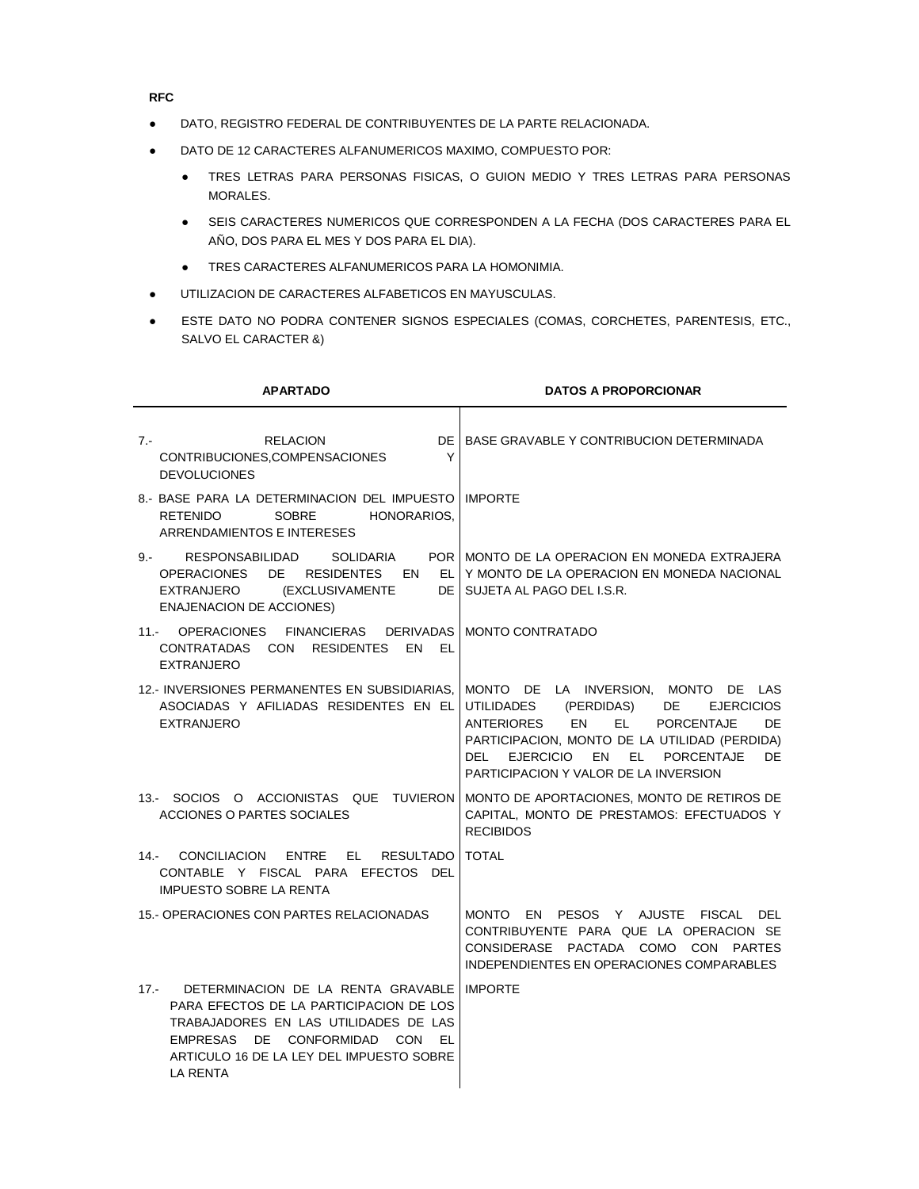**RFC**

- DATO, REGISTRO FEDERAL DE CONTRIBUYENTES DE LA PARTE RELACIONADA.
- DATO DE 12 CARACTERES ALFANUMERICOS MAXIMO, COMPUESTO POR:
  - TRES LETRAS PARA PERSONAS FISICAS, O GUION MEDIO Y TRES LETRAS PARA PERSONAS MORALES.
  - SEIS CARACTERES NUMERICOS QUE CORRESPONDEN A LA FECHA (DOS CARACTERES PARA EL AÑO, DOS PARA EL MES Y DOS PARA EL DIA).
  - TRES CARACTERES ALFANUMERICOS PARA LA HOMONIMIA.
- UTILIZACION DE CARACTERES ALFABETICOS EN MAYUSCULAS.
- ESTE DATO NO PODRA CONTENER SIGNOS ESPECIALES (COMAS, CORCHETES, PARENTESIS, ETC., SALVO EL CARACTER &)

| APARTADO | DATOS A PROPORCIONAR |
|---|---|
| 7.- RELACION DE CONTRIBUCIONES,COMPENSACIONES Y DEVOLUCIONES | BASE GRAVABLE Y CONTRIBUCION DETERMINADA |
| 8.- BASE PARA LA DETERMINACION DEL IMPUESTO RETENIDO SOBRE HONORARIOS, ARRENDAMIENTOS E INTERESES | IMPORTE |
| 9.- RESPONSABILIDAD SOLIDARIA POR OPERACIONES DE RESIDENTES EN EL EXTRANJERO (EXCLUSIVAMENTE DE ENAJENACION DE ACCIONES) | MONTO DE LA OPERACION EN MONEDA EXTRAJERA Y MONTO DE LA OPERACION EN MONEDA NACIONAL SUJETA AL PAGO DEL I.S.R. |
| 11.- OPERACIONES FINANCIERAS DERIVADAS CONTRATADAS CON RESIDENTES EN EL EXTRANJERO | MONTO CONTRATADO |
| 12.- INVERSIONES PERMANENTES EN SUBSIDIARIAS, ASOCIADAS Y AFILIADAS RESIDENTES EN EL EXTRANJERO | MONTO DE LA INVERSION, MONTO DE LAS UTILIDADES (PERDIDAS) DE EJERCICIOS ANTERIORES EN EL PORCENTAJE DE PARTICIPACION, MONTO DE LA UTILIDAD (PERDIDA) DEL EJERCICIO EN EL PORCENTAJE DE PARTICIPACION Y VALOR DE LA INVERSION |
| 13.- SOCIOS O ACCIONISTAS QUE TUVIERON ACCIONES O PARTES SOCIALES | MONTO DE APORTACIONES, MONTO DE RETIROS DE CAPITAL, MONTO DE PRESTAMOS: EFECTUADOS Y RECIBIDOS |
| 14.- CONCILIACION ENTRE EL RESULTADO CONTABLE Y FISCAL PARA EFECTOS DEL IMPUESTO SOBRE LA RENTA | TOTAL |
| 15.- OPERACIONES CON PARTES RELACIONADAS | MONTO EN PESOS Y AJUSTE FISCAL DEL CONTRIBUYENTE PARA QUE LA OPERACION SE CONSIDERASE PACTADA COMO CON PARTES INDEPENDIENTES EN OPERACIONES COMPARABLES |
| 17.- DETERMINACION DE LA RENTA GRAVABLE PARA EFECTOS DE LA PARTICIPACION DE LOS TRABAJADORES EN LAS UTILIDADES DE LAS EMPRESAS DE CONFORMIDAD CON EL ARTICULO 16 DE LA LEY DEL IMPUESTO SOBRE LA RENTA | IMPORTE |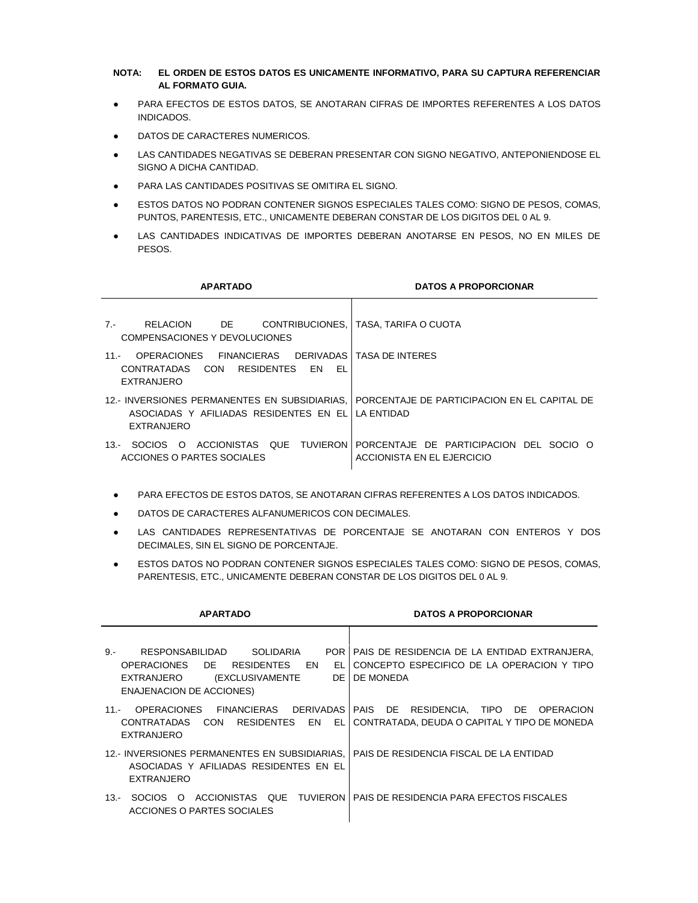**NOTA: EL ORDEN DE ESTOS DATOS ES UNICAMENTE INFORMATIVO, PARA SU CAPTURA REFERENCIAR AL FORMATO GUIA.**

- PARA EFECTOS DE ESTOS DATOS, SE ANOTARAN CIFRAS DE IMPORTES REFERENTES A LOS DATOS INDICADOS.
- DATOS DE CARACTERES NUMERICOS.
- LAS CANTIDADES NEGATIVAS SE DEBERAN PRESENTAR CON SIGNO NEGATIVO, ANTEPONIENDOSE EL SIGNO A DICHA CANTIDAD.
- PARA LAS CANTIDADES POSITIVAS SE OMITIRA EL SIGNO.
- ESTOS DATOS NO PODRAN CONTENER SIGNOS ESPECIALES TALES COMO: SIGNO DE PESOS, COMAS, PUNTOS, PARENTESIS, ETC., UNICAMENTE DEBERAN CONSTAR DE LOS DIGITOS DEL 0 AL 9.
- LAS CANTIDADES INDICATIVAS DE IMPORTES DEBERAN ANOTARSE EN PESOS, NO EN MILES DE PESOS.

| APARTADO | DATOS A PROPORCIONAR |
|---|---|
| 7.- RELACION DE CONTRIBUCIONES, COMPENSACIONES Y DEVOLUCIONES | TASA, TARIFA O CUOTA |
| 11.- OPERACIONES FINANCIERAS DERIVADAS CONTRATADAS CON RESIDENTES EN EL EXTRANJERO | TASA DE INTERES |
| 12.- INVERSIONES PERMANENTES EN SUBSIDIARIAS, ASOCIADAS Y AFILIADAS RESIDENTES EN EL EXTRANJERO | PORCENTAJE DE PARTICIPACION EN EL CAPITAL DE LA ENTIDAD |
| 13.- SOCIOS O ACCIONISTAS QUE TUVIERON ACCIONES O PARTES SOCIALES | PORCENTAJE DE PARTICIPACION DEL SOCIO O ACCIONISTA EN EL EJERCICIO |

- PARA EFECTOS DE ESTOS DATOS, SE ANOTARAN CIFRAS REFERENTES A LOS DATOS INDICADOS.
- DATOS DE CARACTERES ALFANUMERICOS CON DECIMALES.
- LAS CANTIDADES REPRESENTATIVAS DE PORCENTAJE SE ANOTARAN CON ENTEROS Y DOS DECIMALES, SIN EL SIGNO DE PORCENTAJE.
- ESTOS DATOS NO PODRAN CONTENER SIGNOS ESPECIALES TALES COMO: SIGNO DE PESOS, COMAS, PARENTESIS, ETC., UNICAMENTE DEBERAN CONSTAR DE LOS DIGITOS DEL 0 AL 9.

| APARTADO | DATOS A PROPORCIONAR |
|---|---|
| 9.- RESPONSABILIDAD SOLIDARIA POR OPERACIONES DE RESIDENTES EN EL EXTRANJERO (EXCLUSIVAMENTE DE ENAJENACION DE ACCIONES) | PAIS DE RESIDENCIA DE LA ENTIDAD EXTRANJERA, CONCEPTO ESPECIFICO DE LA OPERACION Y TIPO DE MONEDA |
| 11.- OPERACIONES FINANCIERAS DERIVADAS CONTRATADAS CON RESIDENTES EN EL EXTRANJERO | PAIS DE RESIDENCIA, TIPO DE OPERACION CONTRATADA, DEUDA O CAPITAL Y TIPO DE MONEDA |
| 12.- INVERSIONES PERMANENTES EN SUBSIDIARIAS, ASOCIADAS Y AFILIADAS RESIDENTES EN EL EXTRANJERO | PAIS DE RESIDENCIA FISCAL DE LA ENTIDAD |
| 13.- SOCIOS O ACCIONISTAS QUE TUVIERON ACCIONES O PARTES SOCIALES | PAIS DE RESIDENCIA PARA EFECTOS FISCALES |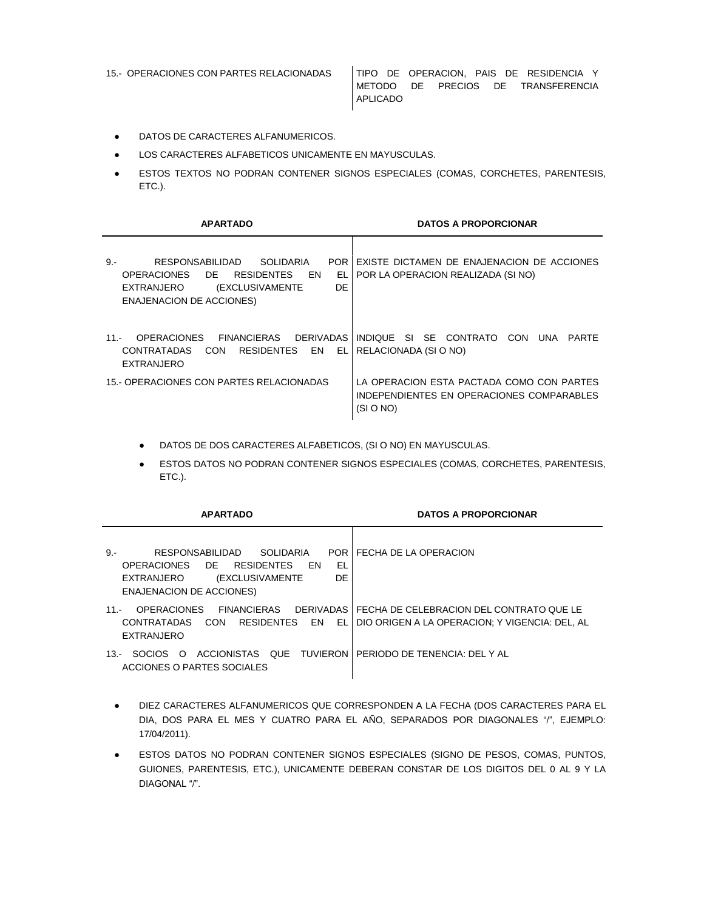| | |
|---|---|
| 15.- OPERACIONES CON PARTES RELACIONADAS | TIPO DE OPERACION, PAIS DE RESIDENCIA Y METODO DE PRECIOS DE TRANSFERENCIA APLICADO |

- DATOS DE CARACTERES ALFANUMERICOS.
- LOS CARACTERES ALFABETICOS UNICAMENTE EN MAYUSCULAS.
- ESTOS TEXTOS NO PODRAN CONTENER SIGNOS ESPECIALES (COMAS, CORCHETES, PARENTESIS, ETC.).

| APARTADO | DATOS A PROPORCIONAR |
|---|---|
| 9.- RESPONSABILIDAD SOLIDARIA POR OPERACIONES DE RESIDENTES EN EL EXTRANJERO (EXCLUSIVAMENTE DE ENAJENACION DE ACCIONES) | EXISTE DICTAMEN DE ENAJENACION DE ACCIONES POR LA OPERACION REALIZADA (SI NO) |
| 11.- OPERACIONES FINANCIERAS DERIVADAS CONTRATADAS CON RESIDENTES EN EL EXTRANJERO | INDIQUE SI SE CONTRATO CON UNA PARTE RELACIONADA (SI O NO) |
| 15.- OPERACIONES CON PARTES RELACIONADAS | LA OPERACION ESTA PACTADA COMO CON PARTES INDEPENDIENTES EN OPERACIONES COMPARABLES (SI O NO) |

- DATOS DE DOS CARACTERES ALFABETICOS, (SI O NO) EN MAYUSCULAS.
- ESTOS DATOS NO PODRAN CONTENER SIGNOS ESPECIALES (COMAS, CORCHETES, PARENTESIS, ETC.).

| APARTADO | DATOS A PROPORCIONAR |
|---|---|
| 9.- RESPONSABILIDAD SOLIDARIA POR OPERACIONES DE RESIDENTES EN EL EXTRANJERO (EXCLUSIVAMENTE DE ENAJENACION DE ACCIONES) | FECHA DE LA OPERACION |
| 11.- OPERACIONES FINANCIERAS DERIVADAS CONTRATADAS CON RESIDENTES EN EL EXTRANJERO | FECHA DE CELEBRACION DEL CONTRATO QUE LE DIO ORIGEN A LA OPERACION; Y VIGENCIA: DEL, AL |
| 13.- SOCIOS O ACCIONISTAS QUE TUVIERON ACCIONES O PARTES SOCIALES | PERIODO DE TENENCIA: DEL Y AL |

- DIEZ CARACTERES ALFANUMERICOS QUE CORRESPONDEN A LA FECHA (DOS CARACTERES PARA EL DIA, DOS PARA EL MES Y CUATRO PARA EL AÑO, SEPARADOS POR DIAGONALES "/", EJEMPLO: 17/04/2011).
- ESTOS DATOS NO PODRAN CONTENER SIGNOS ESPECIALES (SIGNO DE PESOS, COMAS, PUNTOS, GUIONES, PARENTESIS, ETC.), UNICAMENTE DEBERAN CONSTAR DE LOS DIGITOS DEL 0 AL 9 Y LA DIAGONAL "/".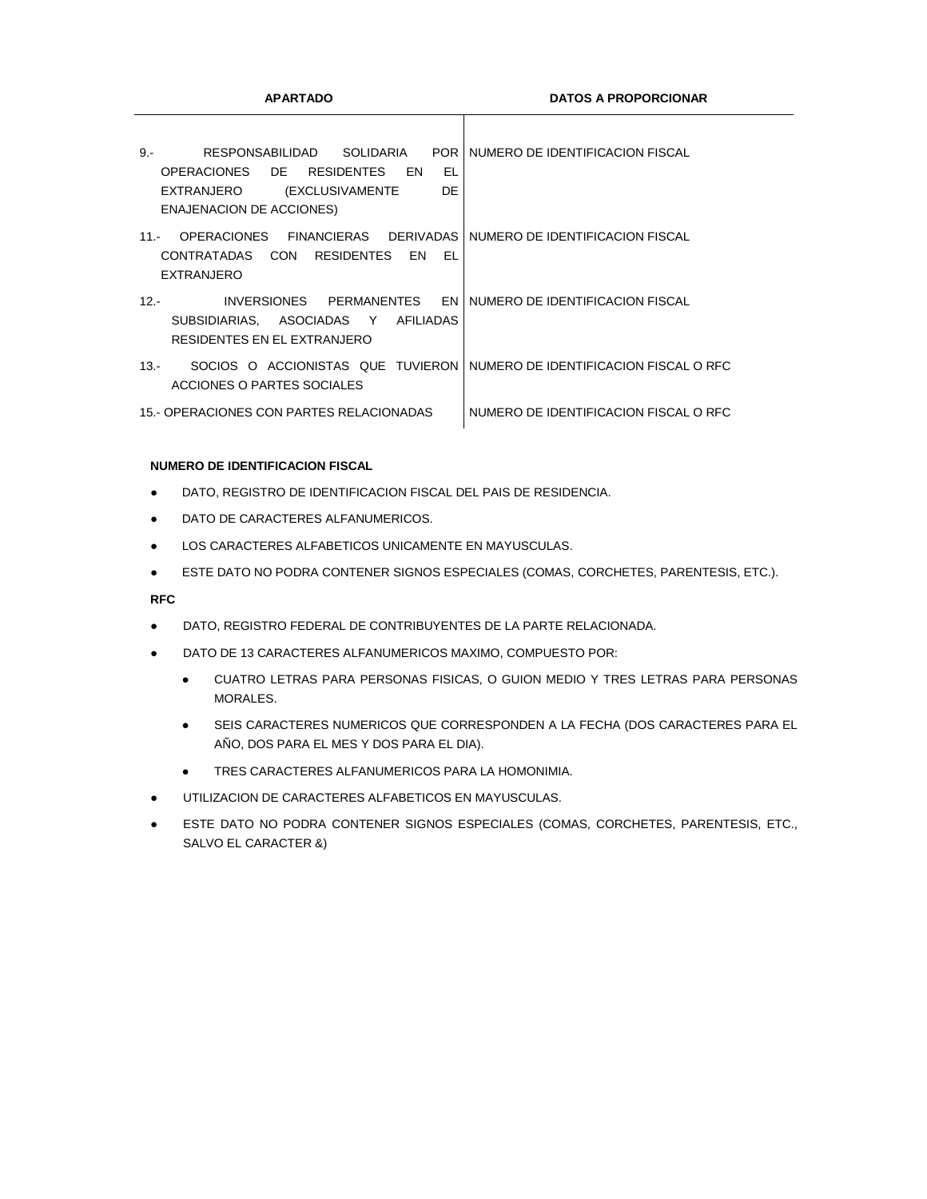| APARTADO | DATOS A PROPORCIONAR |
| --- | --- |
| 9.- RESPONSABILIDAD SOLIDARIA POR OPERACIONES DE RESIDENTES EN EL EXTRANJERO (EXCLUSIVAMENTE DE ENAJENACION DE ACCIONES) | NUMERO DE IDENTIFICACION FISCAL |
| 11.- OPERACIONES FINANCIERAS DERIVADAS CONTRATADAS CON RESIDENTES EN EL EXTRANJERO | NUMERO DE IDENTIFICACION FISCAL |
| 12.- INVERSIONES PERMANENTES EN SUBSIDIARIAS, ASOCIADAS Y AFILIADAS RESIDENTES EN EL EXTRANJERO | NUMERO DE IDENTIFICACION FISCAL |
| 13.- SOCIOS O ACCIONISTAS QUE TUVIERON ACCIONES O PARTES SOCIALES | NUMERO DE IDENTIFICACION FISCAL O RFC |
| 15.- OPERACIONES CON PARTES RELACIONADAS | NUMERO DE IDENTIFICACION FISCAL O RFC |

**NUMERO DE IDENTIFICACION FISCAL**

- DATO, REGISTRO DE IDENTIFICACION FISCAL DEL PAIS DE RESIDENCIA.
- DATO DE CARACTERES ALFANUMERICOS.
- LOS CARACTERES ALFABETICOS UNICAMENTE EN MAYUSCULAS.
- ESTE DATO NO PODRA CONTENER SIGNOS ESPECIALES (COMAS, CORCHETES, PARENTESIS, ETC.).

**RFC**

- DATO, REGISTRO FEDERAL DE CONTRIBUYENTES DE LA PARTE RELACIONADA.
- DATO DE 13 CARACTERES ALFANUMERICOS MAXIMO, COMPUESTO POR:
  - CUATRO LETRAS PARA PERSONAS FISICAS, O GUION MEDIO Y TRES LETRAS PARA PERSONAS MORALES.
  - SEIS CARACTERES NUMERICOS QUE CORRESPONDEN A LA FECHA (DOS CARACTERES PARA EL AÑO, DOS PARA EL MES Y DOS PARA EL DIA).
  - TRES CARACTERES ALFANUMERICOS PARA LA HOMONIMIA.
- UTILIZACION DE CARACTERES ALFABETICOS EN MAYUSCULAS.
- ESTE DATO NO PODRA CONTENER SIGNOS ESPECIALES (COMAS, CORCHETES, PARENTESIS, ETC., SALVO EL CARACTER &)